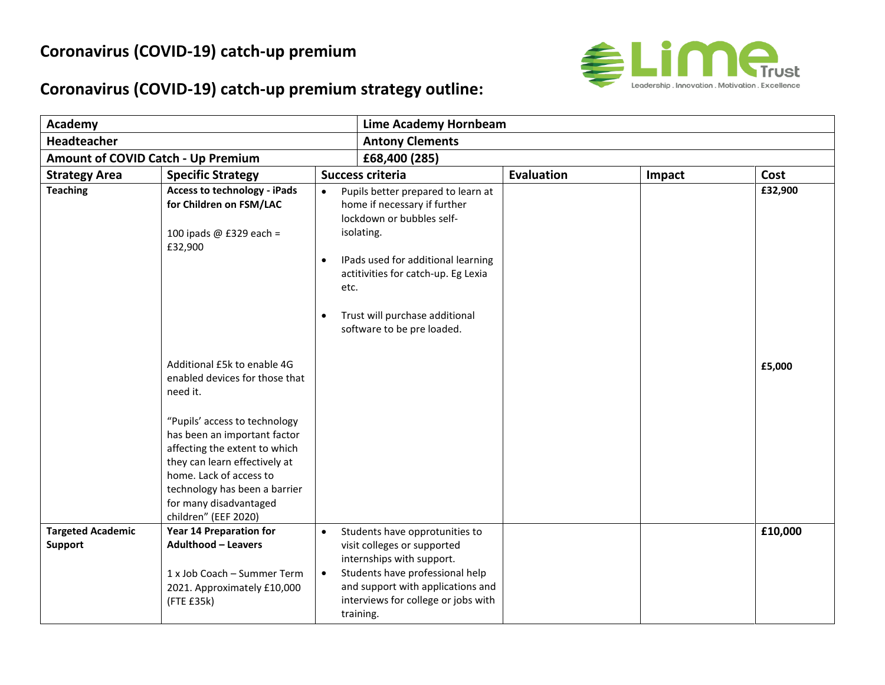# Coronavirus (COVID-19) catch-up premium

## Coronavirus (COVID-19) catch-up premium strategy outline:

| | | | | | |
|---|---|---|---|---|---|
| **Academy** | | **Lime Academy Hornbeam** | | | |
| **Headteacher** | | **Antony Clements** | | | |
| **Amount of COVID Catch - Up Premium** | | **£68,400 (285)** | | | |
| **Strategy Area** | **Specific Strategy** | **Success criteria** | **Evaluation** | **Impact** | **Cost** |
| **Teaching** | **Access to technology - iPads for Children on FSM/LAC**<br><br>100 ipads @ £329 each = £32,900 | • Pupils better prepared to learn at home if necessary if further lockdown or bubbles self-isolating.<br>• IPads used for additional learning actitivities for catch-up. Eg Lexia etc.<br>• Trust will purchase additional software to be pre loaded. | | | **£32,900** |
| | Additional £5k to enable 4G enabled devices for those that need it.<br><br>"Pupils' access to technology has been an important factor affecting the extent to which they can learn effectively at home. Lack of access to technology has been a barrier for many disadvantaged children" (EEF 2020) | | | | **£5,000** |
| **Targeted Academic Support** | **Year 14 Preparation for Adulthood – Leavers**<br><br>1 x Job Coach – Summer Term 2021. Approximately £10,000 (FTE £35k) | • Students have opprotunities to visit colleges or supported internships with support.<br>• Students have professional help and support with applications and interviews for college or jobs with training. | | | **£10,000** |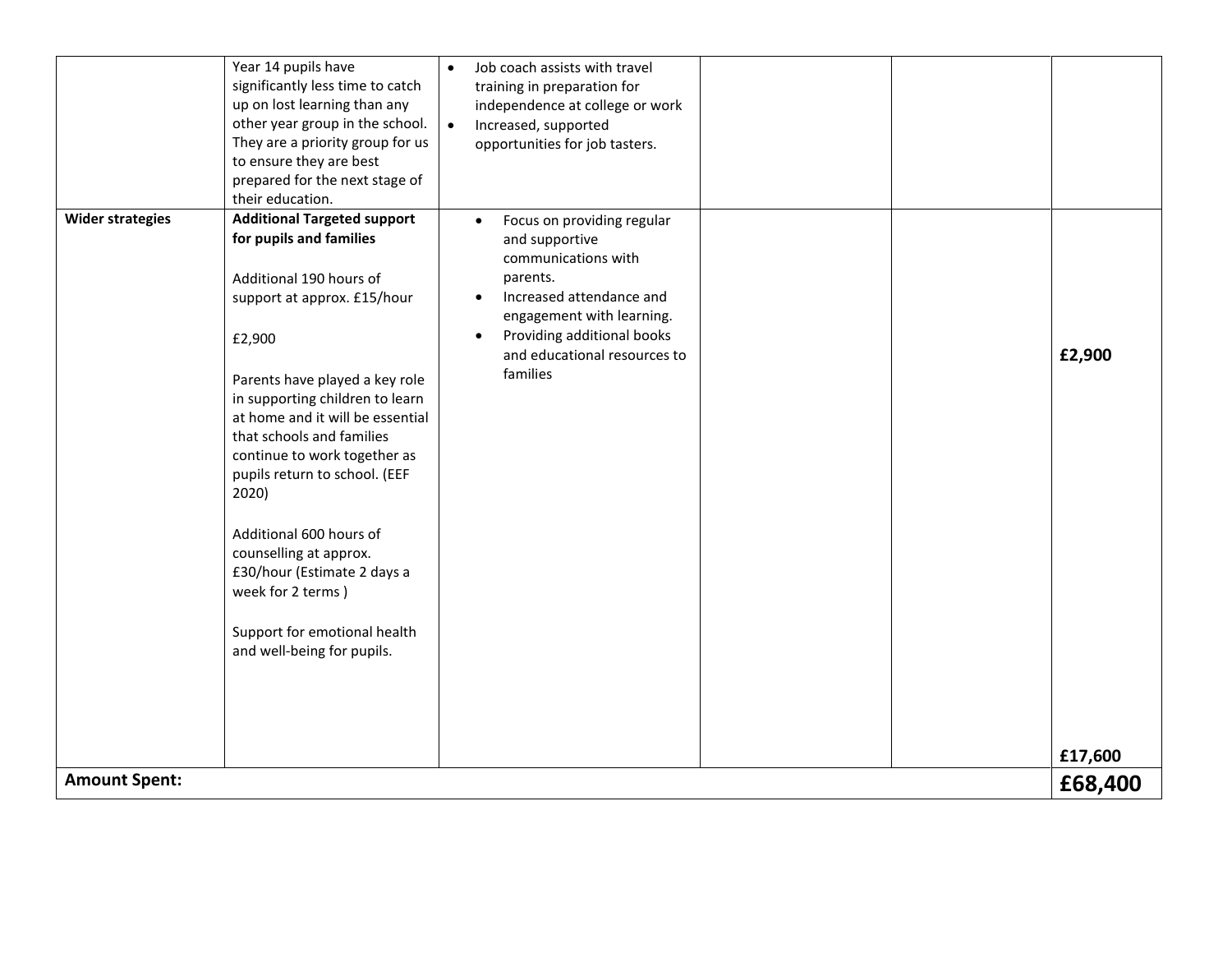| | | | | | |
|---|---|---|---|---|---|
| | Year 14 pupils have significantly less time to catch up on lost learning than any other year group in the school. They are a priority group for us to ensure they are best prepared for the next stage of their education. | • Job coach assists with travel training in preparation for independence at college or work<br>• Increased, supported opportunities for job tasters. | | | |
| **Wider strategies** | **Additional Targeted support for pupils and families**<br><br>Additional 190 hours of support at approx. £15/hour<br><br>£2,900<br><br>Parents have played a key role in supporting children to learn at home and it will be essential that schools and families continue to work together as pupils return to school. (EEF 2020)<br><br>Additional 600 hours of counselling at approx. £30/hour (Estimate 2 days a week for 2 terms )<br><br>Support for emotional health and well-being for pupils. | • Focus on providing regular and supportive communications with parents.<br>• Increased attendance and engagement with learning.<br>• Providing additional books and educational resources to families | | | **£2,900**<br><br>**£17,600** |
| **Amount Spent:** | | | | | **£68,400** |